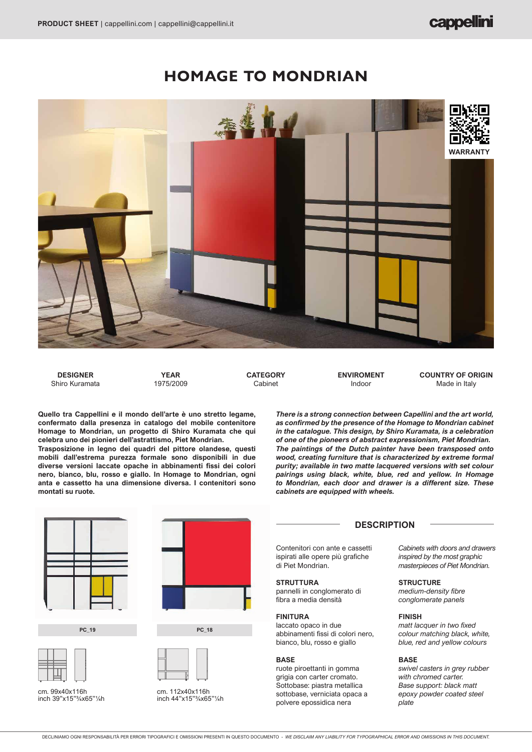# HOMAGE TO MONDRIAN

WARRANTY

| DESIGNER | YEAR | CATEGORY | ENVIROMENT | COUNTRY OF ORIGIN |
|---|---|---|---|---|
| Shiro Kuramata | 1975/2009 | Cabinet | Indoor | Made in Italy |

**Quello tra Cappellini e il mondo dell'arte è uno stretto legame, confermato dalla presenza in catalogo del mobile contenitore Homage to Mondrian, un progetto di Shiro Kuramata che qui celebra uno dei pionieri dell'astrattismo, Piet Mondrian.**
**Trasposizione in legno dei quadri del pittore olandese, questi mobili dall'estrema purezza formale sono disponibili in due diverse versioni laccate opache in abbinamenti fissi dei colori nero, bianco, blu, rosso e giallo. In Homage to Mondrian, ogni anta e cassetto ha una dimensione diversa. I contenitori sono montati su ruote.**

***There is a strong connection between Capellini and the art world, as confirmed by the presence of the Homage to Mondrian cabinet in the catalogue. This design, by Shiro Kuramata, is a celebration of one of the pioneers of abstract expressionism, Piet Mondrian.***
***The paintings of the Dutch painter have been transposed onto wood, creating furniture that is characterized by extreme formal purity; available in two matte lacquered versions with set colour pairings using black, white, blue, red and yellow. In Homage to Mondrian, each door and drawer is a different size. These cabinets are equipped with wheels.***

**PC_19**

cm. 99x40x116h
inch 39"x15"¾x65"¼h

**PC_18**

cm. 112x40x116h
inch 44"x15"¾x65"¼h

## DESCRIPTION

Contenitori con ante e cassetti ispirati alle opere più grafiche di Piet Mondrian.

*Cabinets with doors and drawers inspired by the most graphic masterpieces of Piet Mondrian.*

**STRUTTURA**
pannelli in conglomerato di fibra a media densità

**STRUCTURE**
*medium-density fibre conglomerate panels*

**FINITURA**
laccato opaco in due abbinamenti fissi di colori nero, bianco, blu, rosso e giallo

**FINISH**
*matt lacquer in two fixed colour matching black, white, blue, red and yellow colours*

**BASE**
ruote piroettanti in gomma grigia con carter cromato. Sottobase: piastra metallica sottobase, verniciata opaca a polvere epossidica nera

**BASE**
*swivel casters in grey rubber with chromed carter. Base support: black matt epoxy powder coated steel plate*

DECLINIAMO OGNI RESPONSABILITÀ PER ERRORI TIPOGRAFICI E OMISSIONI PRESENTI IN QUESTO DOCUMENTO - *WE DISCLAIM ANY LIABILITY FOR TYPOGRAPHICAL ERROR AND OMISSIONS IN THIS DOCUMENT.*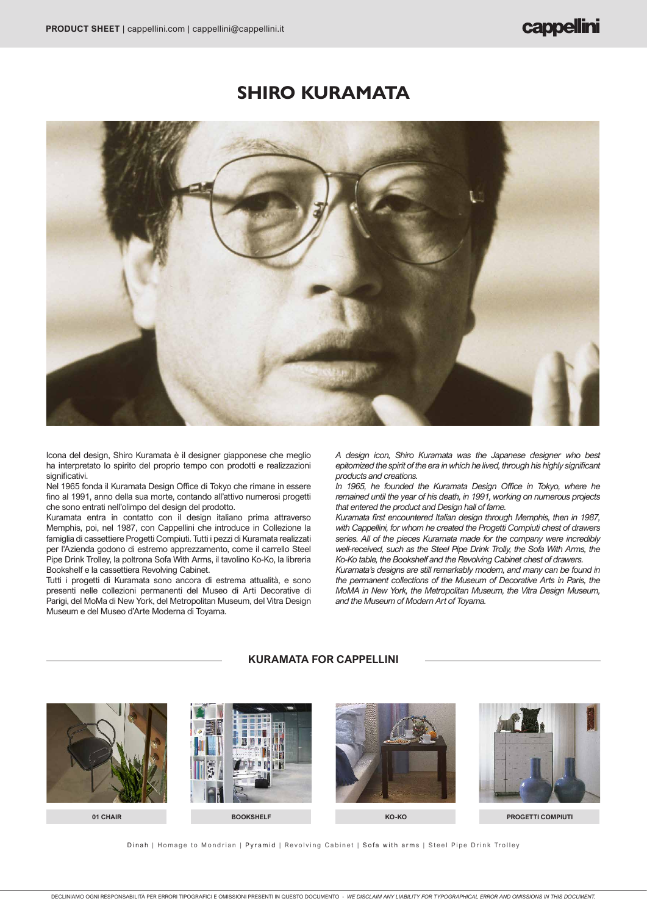# SHIRO KURAMATA

Icona del design, Shiro Kuramata è il designer giapponese che meglio ha interpretato lo spirito del proprio tempo con prodotti e realizzazioni significativi.
Nel 1965 fonda il Kuramata Design Office di Tokyo che rimane in essere fino al 1991, anno della sua morte, contando all'attivo numerosi progetti che sono entrati nell'olimpo del design del prodotto.
Kuramata entra in contatto con il design italiano prima attraverso Memphis, poi, nel 1987, con Cappellini che introduce in Collezione la famiglia di cassettiere Progetti Compiuti. Tutti i pezzi di Kuramata realizzati per l'Azienda godono di estremo apprezzamento, come il carrello Steel Pipe Drink Trolley, la poltrona Sofa With Arms, il tavolino Ko-Ko, la libreria Bookshelf e la cassettiera Revolving Cabinet.
Tutti i progetti di Kuramata sono ancora di estrema attualità, e sono presenti nelle collezioni permanenti del Museo di Arti Decorative di Parigi, del MoMa di New York, del Metropolitan Museum, del Vitra Design Museum e del Museo d'Arte Moderna di Toyama.

*A design icon, Shiro Kuramata was the Japanese designer who best epitomized the spirit of the era in which he lived, through his highly significant products and creations.*
*In 1965, he founded the Kuramata Design Office in Tokyo, where he remained until the year of his death, in 1991, working on numerous projects that entered the product and Design hall of fame.*
*Kuramata first encountered Italian design through Memphis, then in 1987, with Cappellini, for whom he created the Progetti Compiuti chest of drawers series. All of the pieces Kuramata made for the company were incredibly well-received, such as the Steel Pipe Drink Trolly, the Sofa With Arms, the Ko-Ko table, the Bookshelf and the Revolving Cabinet chest of drawers.*
*Kuramata's designs are still remarkably modern, and many can be found in the permanent collections of the Museum of Decorative Arts in Paris, the MoMA in New York, the Metropolitan Museum, the Vitra Design Museum, and the Museum of Modern Art of Toyama.*

## KURAMATA FOR CAPPELLINI

**01 CHAIR** | **BOOKSHELF** | **KO-KO** | **PROGETTI COMPIUTI**

Dinah | Homage to Mondrian | Pyramid | Revolving Cabinet | Sofa with arms | Steel Pipe Drink Trolley

DECLINIAMO OGNI RESPONSABILITÀ PER ERRORI TIPOGRAFICI E OMISSIONI PRESENTI IN QUESTO DOCUMENTO - *WE DISCLAIM ANY LIABILITY FOR TYPOGRAPHICAL ERROR AND OMISSIONS IN THIS DOCUMENT.*